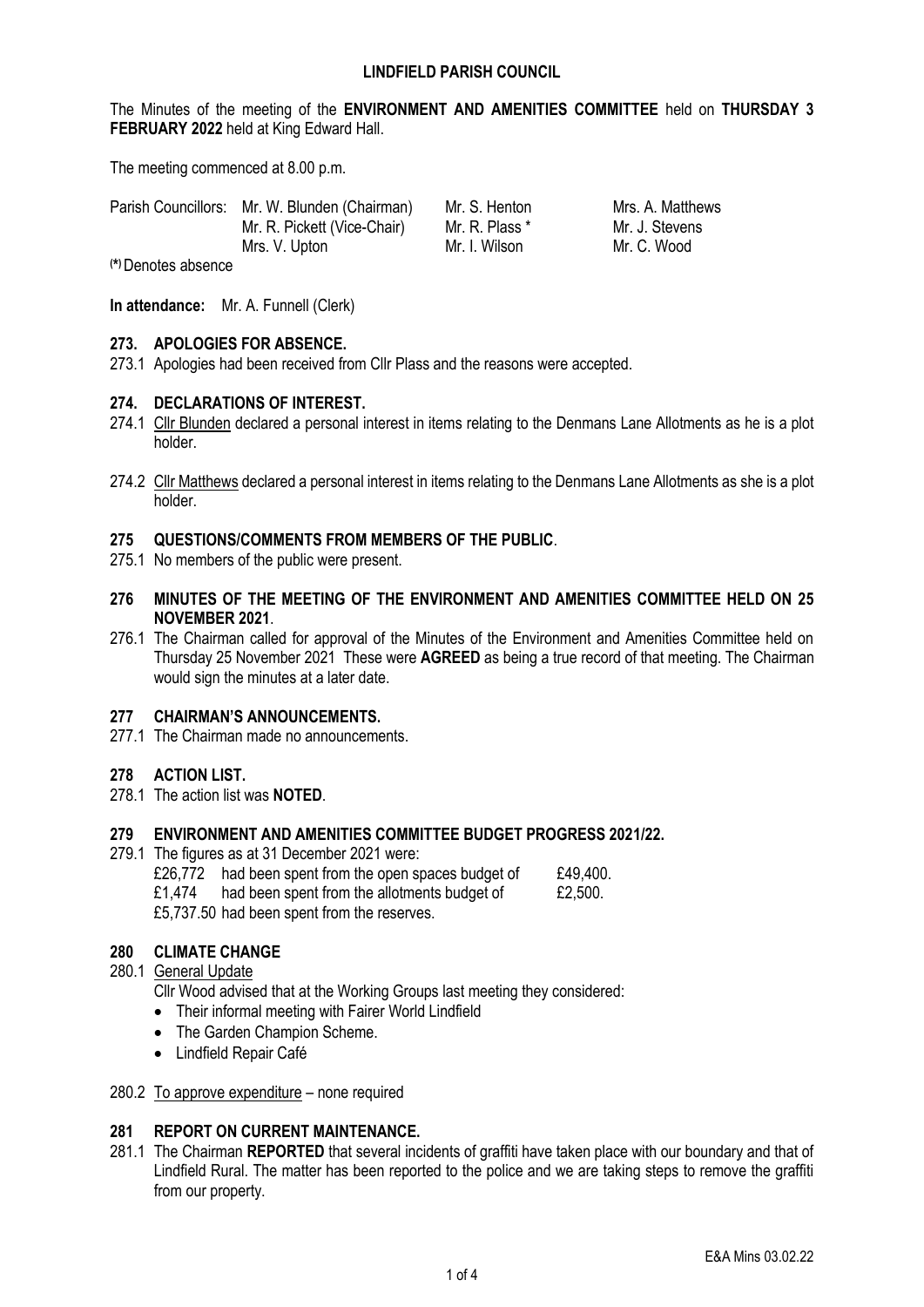# LINDFIELD PARISH COUNCIL

The Minutes of the meeting of the **ENVIRONMENT AND AMENITIES COMMITTEE** held on **THURSDAY 3 FEBRUARY 2022** held at King Edward Hall.

The meeting commenced at 8.00 p.m.

| Parish Councillors: | Mr. W. Blunden (Chairman) | Mr. S. Henton | Mrs. A. Matthews |
|---|---|---|---|
| | Mr. R. Pickett (Vice-Chair) | Mr. R. Plass * | Mr. J. Stevens |
| | Mrs. V. Upton | Mr. I. Wilson | Mr. C. Wood |

(*) Denotes absence

**In attendance:** Mr. A. Funnell (Clerk)

## 273. APOLOGIES FOR ABSENCE.

273.1 Apologies had been received from Cllr Plass and the reasons were accepted.

## 274. DECLARATIONS OF INTEREST.

274.1 Cllr Blunden declared a personal interest in items relating to the Denmans Lane Allotments as he is a plot holder.

274.2 Cllr Matthews declared a personal interest in items relating to the Denmans Lane Allotments as she is a plot holder.

## 275 QUESTIONS/COMMENTS FROM MEMBERS OF THE PUBLIC.

275.1 No members of the public were present.

## 276 MINUTES OF THE MEETING OF THE ENVIRONMENT AND AMENITIES COMMITTEE HELD ON 25 NOVEMBER 2021.

276.1 The Chairman called for approval of the Minutes of the Environment and Amenities Committee held on Thursday 25 November 2021 These were **AGREED** as being a true record of that meeting. The Chairman would sign the minutes at a later date.

## 277 CHAIRMAN'S ANNOUNCEMENTS.

277.1 The Chairman made no announcements.

## 278 ACTION LIST.

278.1 The action list was **NOTED**.

## 279 ENVIRONMENT AND AMENITIES COMMITTEE BUDGET PROGRESS 2021/22.

279.1 The figures as at 31 December 2021 were:

£26,772 had been spent from the open spaces budget of £49,400.
£1,474 had been spent from the allotments budget of £2,500.
£5,737.50 had been spent from the reserves.

## 280 CLIMATE CHANGE

280.1 General Update

Cllr Wood advised that at the Working Groups last meeting they considered:

- Their informal meeting with Fairer World Lindfield
- The Garden Champion Scheme.
- Lindfield Repair Café

280.2 To approve expenditure – none required

## 281 REPORT ON CURRENT MAINTENANCE.

281.1 The Chairman **REPORTED** that several incidents of graffiti have taken place with our boundary and that of Lindfield Rural. The matter has been reported to the police and we are taking steps to remove the graffiti from our property.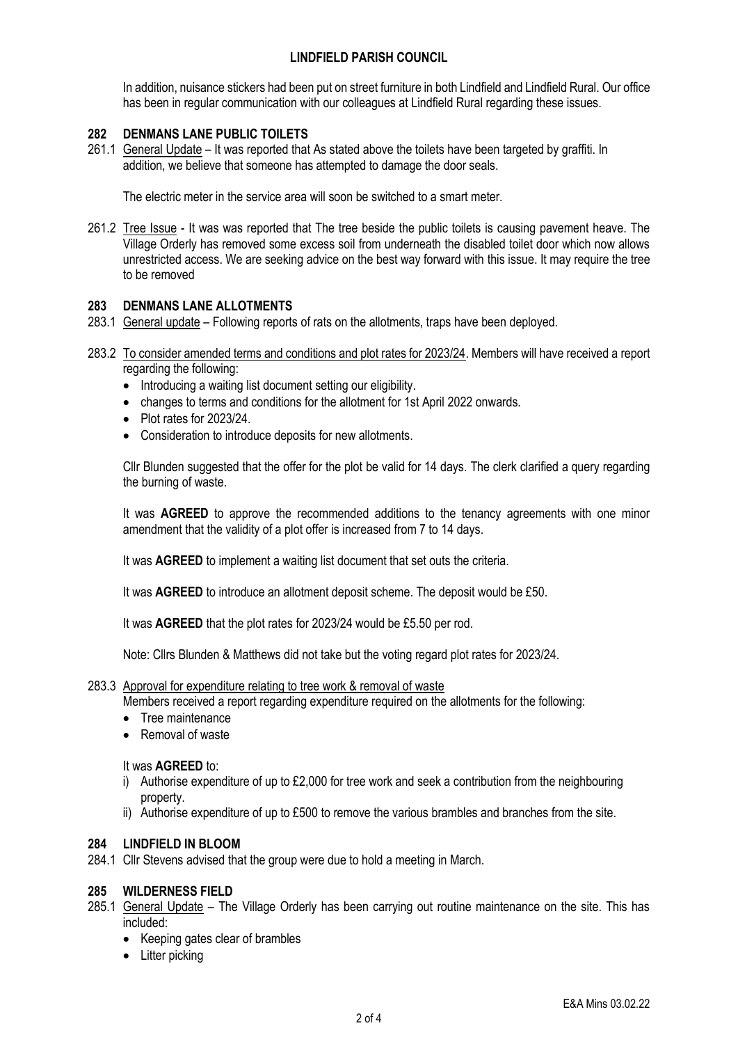In addition, nuisance stickers had been put on street furniture in both Lindfield and Lindfield Rural. Our office has been in regular communication with our colleagues at Lindfield Rural regarding these issues.

## 282 DENMANS LANE PUBLIC TOILETS

261.1 General Update – It was reported that As stated above the toilets have been targeted by graffiti. In addition, we believe that someone has attempted to damage the door seals.

The electric meter in the service area will soon be switched to a smart meter.

261.2 Tree Issue - It was was reported that The tree beside the public toilets is causing pavement heave. The Village Orderly has removed some excess soil from underneath the disabled toilet door which now allows unrestricted access. We are seeking advice on the best way forward with this issue. It may require the tree to be removed

## 283 DENMANS LANE ALLOTMENTS

283.1 General update – Following reports of rats on the allotments, traps have been deployed.

283.2 To consider amended terms and conditions and plot rates for 2023/24. Members will have received a report regarding the following:

- Introducing a waiting list document setting our eligibility.
- changes to terms and conditions for the allotment for 1st April 2022 onwards.
- Plot rates for 2023/24.
- Consideration to introduce deposits for new allotments.

Cllr Blunden suggested that the offer for the plot be valid for 14 days. The clerk clarified a query regarding the burning of waste.

It was **AGREED** to approve the recommended additions to the tenancy agreements with one minor amendment that the validity of a plot offer is increased from 7 to 14 days.

It was **AGREED** to implement a waiting list document that set outs the criteria.

It was **AGREED** to introduce an allotment deposit scheme. The deposit would be £50.

It was **AGREED** that the plot rates for 2023/24 would be £5.50 per rod.

Note: Cllrs Blunden & Matthews did not take but the voting regard plot rates for 2023/24.

283.3 Approval for expenditure relating to tree work & removal of waste

Members received a report regarding expenditure required on the allotments for the following:

- Tree maintenance
- Removal of waste

It was **AGREED** to:

i) Authorise expenditure of up to £2,000 for tree work and seek a contribution from the neighbouring property.
ii) Authorise expenditure of up to £500 to remove the various brambles and branches from the site.

## 284 LINDFIELD IN BLOOM

284.1 Cllr Stevens advised that the group were due to hold a meeting in March.

## 285 WILDERNESS FIELD

285.1 General Update – The Village Orderly has been carrying out routine maintenance on the site. This has included:

- Keeping gates clear of brambles
- Litter picking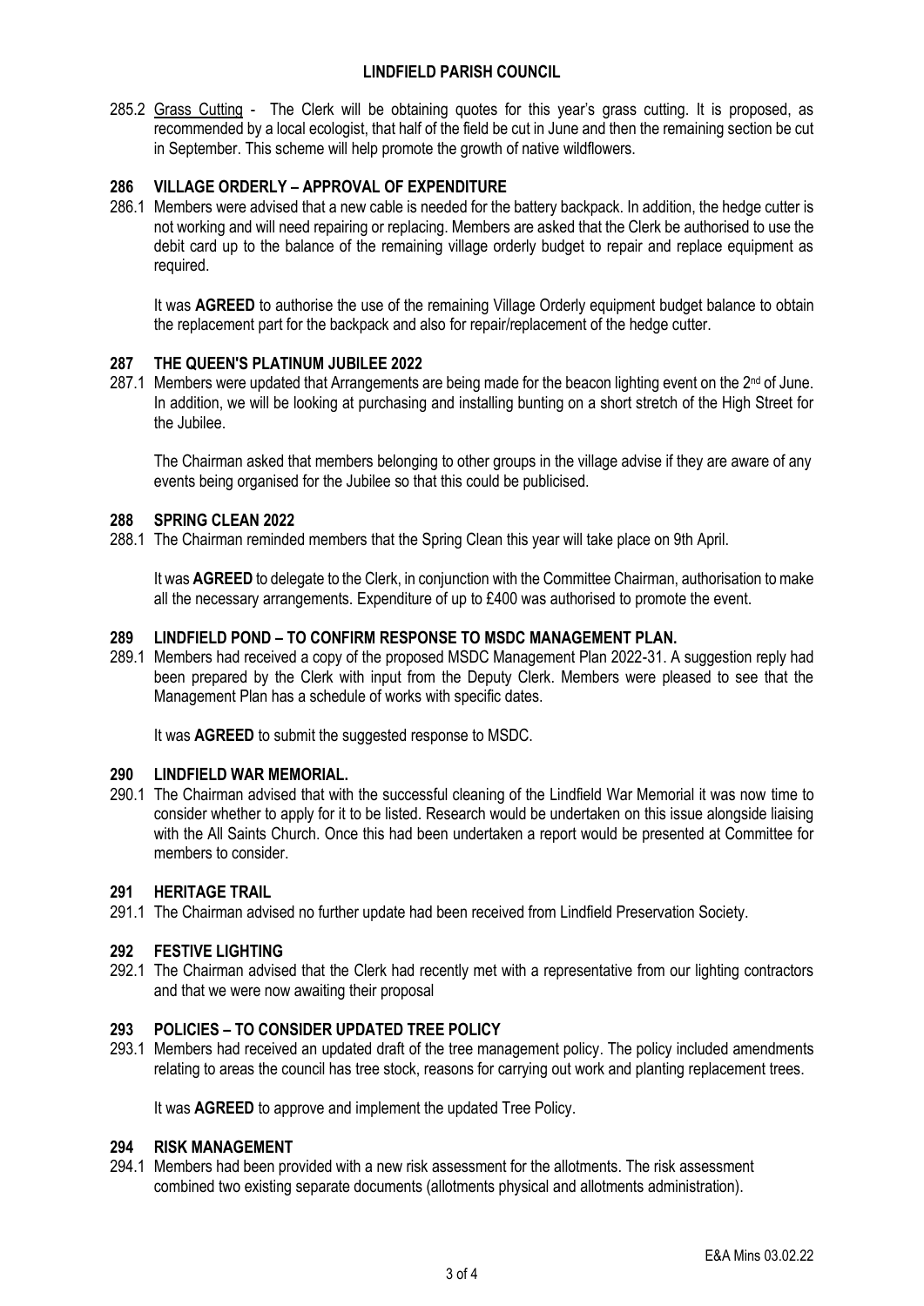285.2 Grass Cutting - The Clerk will be obtaining quotes for this year's grass cutting. It is proposed, as recommended by a local ecologist, that half of the field be cut in June and then the remaining section be cut in September. This scheme will help promote the growth of native wildflowers.

### 286 VILLAGE ORDERLY – APPROVAL OF EXPENDITURE

286.1 Members were advised that a new cable is needed for the battery backpack. In addition, the hedge cutter is not working and will need repairing or replacing. Members are asked that the Clerk be authorised to use the debit card up to the balance of the remaining village orderly budget to repair and replace equipment as required.

It was **AGREED** to authorise the use of the remaining Village Orderly equipment budget balance to obtain the replacement part for the backpack and also for repair/replacement of the hedge cutter.

### 287 THE QUEEN'S PLATINUM JUBILEE 2022

287.1 Members were updated that Arrangements are being made for the beacon lighting event on the 2nd of June. In addition, we will be looking at purchasing and installing bunting on a short stretch of the High Street for the Jubilee.

The Chairman asked that members belonging to other groups in the village advise if they are aware of any events being organised for the Jubilee so that this could be publicised.

### 288 SPRING CLEAN 2022

288.1 The Chairman reminded members that the Spring Clean this year will take place on 9th April.

It was **AGREED** to delegate to the Clerk, in conjunction with the Committee Chairman, authorisation to make all the necessary arrangements. Expenditure of up to £400 was authorised to promote the event.

### 289 LINDFIELD POND – TO CONFIRM RESPONSE TO MSDC MANAGEMENT PLAN.

289.1 Members had received a copy of the proposed MSDC Management Plan 2022-31. A suggestion reply had been prepared by the Clerk with input from the Deputy Clerk. Members were pleased to see that the Management Plan has a schedule of works with specific dates.

It was **AGREED** to submit the suggested response to MSDC.

### 290 LINDFIELD WAR MEMORIAL.

290.1 The Chairman advised that with the successful cleaning of the Lindfield War Memorial it was now time to consider whether to apply for it to be listed. Research would be undertaken on this issue alongside liaising with the All Saints Church. Once this had been undertaken a report would be presented at Committee for members to consider.

### 291 HERITAGE TRAIL

291.1 The Chairman advised no further update had been received from Lindfield Preservation Society.

### 292 FESTIVE LIGHTING

292.1 The Chairman advised that the Clerk had recently met with a representative from our lighting contractors and that we were now awaiting their proposal

### 293 POLICIES – TO CONSIDER UPDATED TREE POLICY

293.1 Members had received an updated draft of the tree management policy. The policy included amendments relating to areas the council has tree stock, reasons for carrying out work and planting replacement trees.

It was **AGREED** to approve and implement the updated Tree Policy.

### 294 RISK MANAGEMENT

294.1 Members had been provided with a new risk assessment for the allotments. The risk assessment combined two existing separate documents (allotments physical and allotments administration).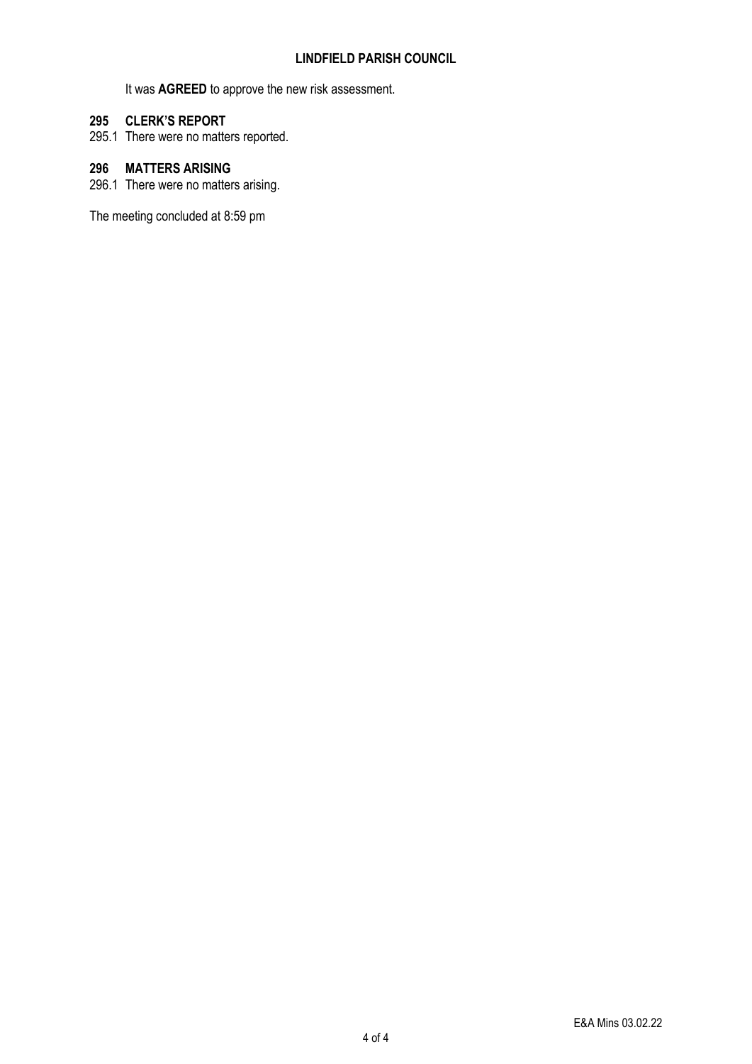It was **AGREED** to approve the new risk assessment.

## 295 CLERK'S REPORT

295.1 There were no matters reported.

## 296 MATTERS ARISING

296.1 There were no matters arising.

The meeting concluded at 8:59 pm